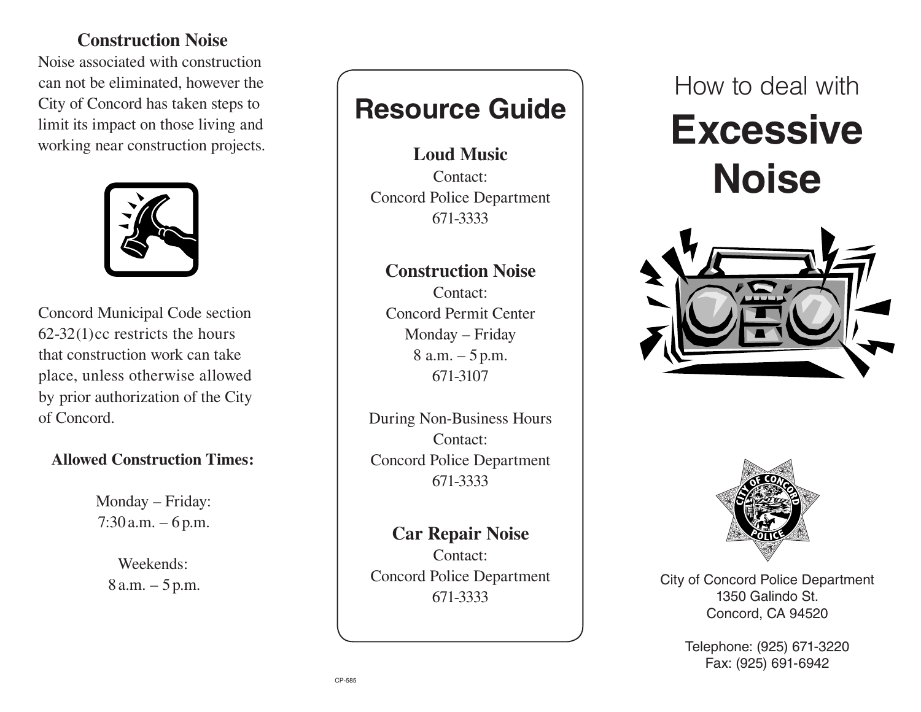## Construction Noise

Noise associated with construction can not be eliminated, however the City of Concord has taken steps to limit its impact on those living and working near construction projects.

Concord Municipal Code section 62-32(1)cc restricts the hours that construction work can take place, unless otherwise allowed by prior authorization of the City of Concord.

**Allowed Construction Times:**

Monday – Friday:
7:30 a.m. – 6 p.m.

Weekends:
8 a.m. – 5 p.m.

## Resource Guide

**Loud Music**
Contact:
Concord Police Department
671-3333

**Construction Noise**
Contact:
Concord Permit Center
Monday – Friday
8 a.m. – 5 p.m.
671-3107

During Non-Business Hours
Contact:
Concord Police Department
671-3333

**Car Repair Noise**
Contact:
Concord Police Department
671-3333

CP-585

# How to deal with **Excessive Noise**

City of Concord Police Department
1350 Galindo St.
Concord, CA 94520

Telephone: (925) 671-3220
Fax: (925) 691-6942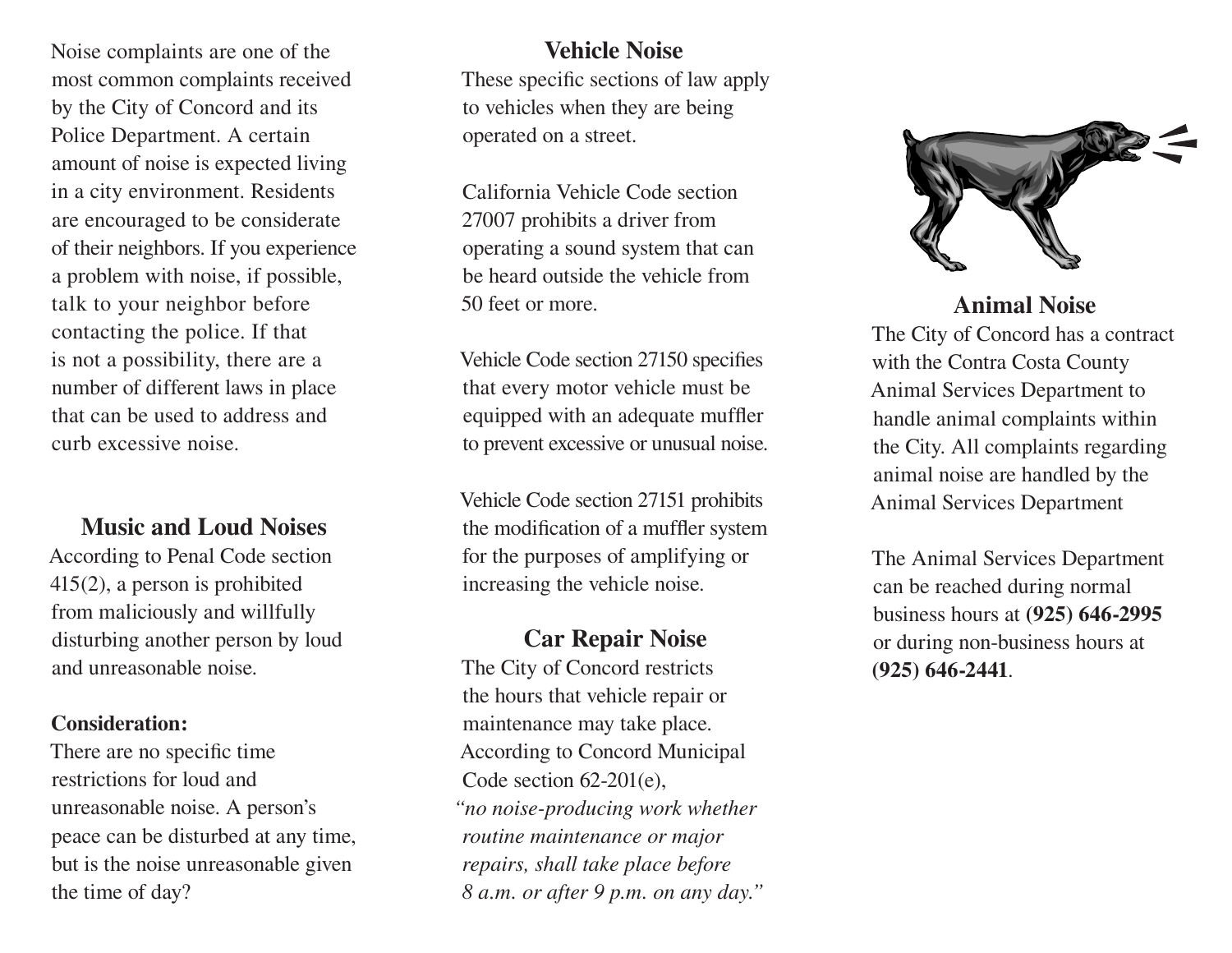Noise complaints are one of the most common complaints received by the City of Concord and its Police Department. A certain amount of noise is expected living in a city environment. Residents are encouraged to be considerate of their neighbors. If you experience a problem with noise, if possible, talk to your neighbor before contacting the police. If that is not a possibility, there are a number of different laws in place that can be used to address and curb excessive noise.

## Music and Loud Noises

According to Penal Code section 415(2), a person is prohibited from maliciously and willfully disturbing another person by loud and unreasonable noise.

**Consideration:**
There are no specific time restrictions for loud and unreasonable noise. A person's peace can be disturbed at any time, but is the noise unreasonable given the time of day?

## Vehicle Noise

These specific sections of law apply to vehicles when they are being operated on a street.

California Vehicle Code section 27007 prohibits a driver from operating a sound system that can be heard outside the vehicle from 50 feet or more.

Vehicle Code section 27150 specifies that every motor vehicle must be equipped with an adequate muffler to prevent excessive or unusual noise.

Vehicle Code section 27151 prohibits the modification of a muffler system for the purposes of amplifying or increasing the vehicle noise.

## Car Repair Noise

The City of Concord restricts the hours that vehicle repair or maintenance may take place. According to Concord Municipal Code section 62-201(e), *"no noise-producing work whether routine maintenance or major repairs, shall take place before 8 a.m. or after 9 p.m. on any day."*

## Animal Noise

The City of Concord has a contract with the Contra Costa County Animal Services Department to handle animal complaints within the City. All complaints regarding animal noise are handled by the Animal Services Department

The Animal Services Department can be reached during normal business hours at **(925) 646-2995** or during non-business hours at **(925) 646-2441**.